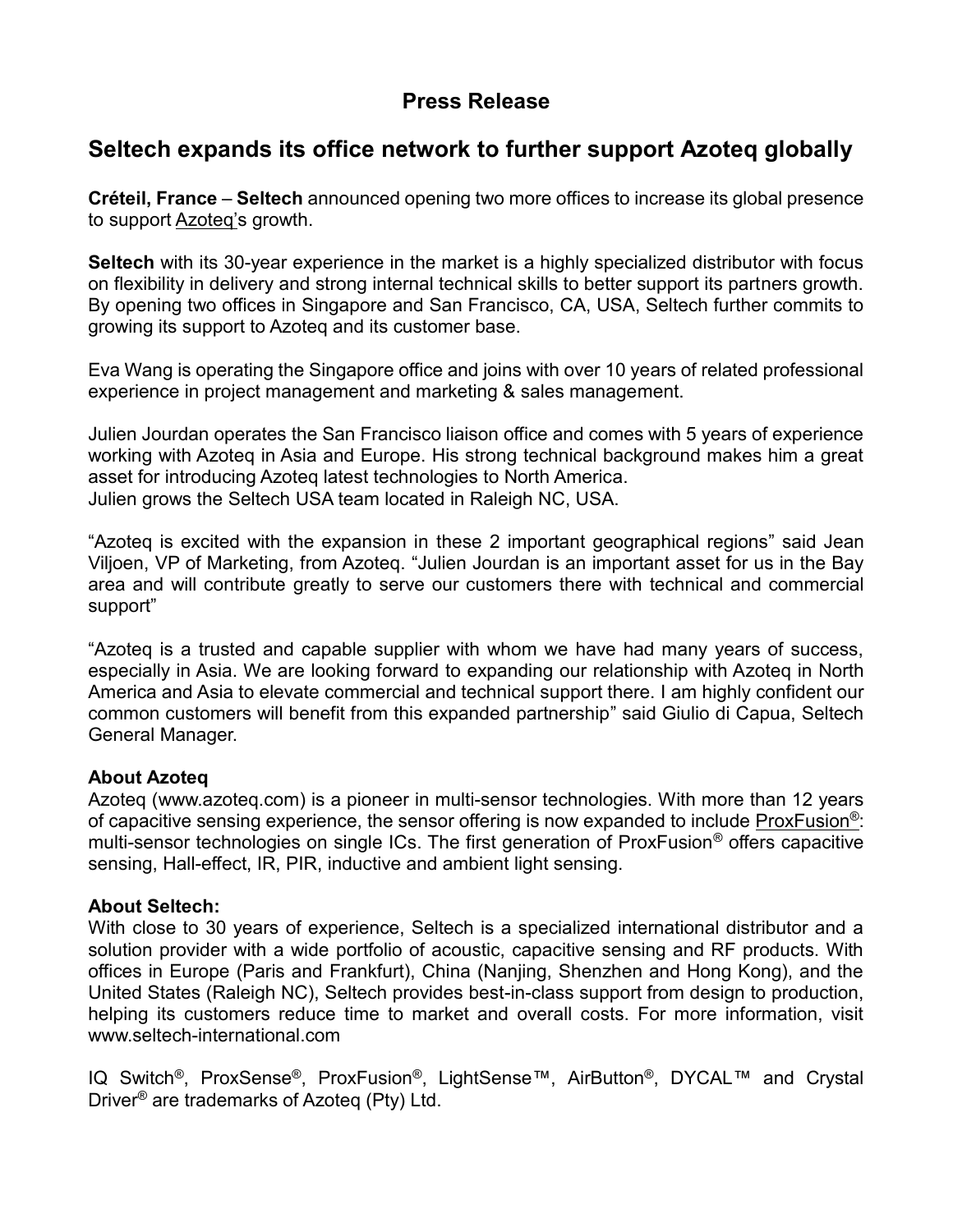# Press Release

## Seltech expands its office network to further support Azoteq globally

**Créteil, France** – **Seltech** announced opening two more offices to increase its global presence to support Azoteq's growth.

**Seltech** with its 30-year experience in the market is a highly specialized distributor with focus on flexibility in delivery and strong internal technical skills to better support its partners growth. By opening two offices in Singapore and San Francisco, CA, USA, Seltech further commits to growing its support to Azoteq and its customer base.

Eva Wang is operating the Singapore office and joins with over 10 years of related professional experience in project management and marketing & sales management.

Julien Jourdan operates the San Francisco liaison office and comes with 5 years of experience working with Azoteq in Asia and Europe. His strong technical background makes him a great asset for introducing Azoteq latest technologies to North America.
Julien grows the Seltech USA team located in Raleigh NC, USA.

"Azoteq is excited with the expansion in these 2 important geographical regions" said Jean Viljoen, VP of Marketing, from Azoteq. "Julien Jourdan is an important asset for us in the Bay area and will contribute greatly to serve our customers there with technical and commercial support"

"Azoteq is a trusted and capable supplier with whom we have had many years of success, especially in Asia. We are looking forward to expanding our relationship with Azoteq in North America and Asia to elevate commercial and technical support there. I am highly confident our common customers will benefit from this expanded partnership" said Giulio di Capua, Seltech General Manager.

**About Azoteq**
Azoteq (www.azoteq.com) is a pioneer in multi-sensor technologies. With more than 12 years of capacitive sensing experience, the sensor offering is now expanded to include ProxFusion®: multi-sensor technologies on single ICs. The first generation of ProxFusion® offers capacitive sensing, Hall-effect, IR, PIR, inductive and ambient light sensing.

**About Seltech:**
With close to 30 years of experience, Seltech is a specialized international distributor and a solution provider with a wide portfolio of acoustic, capacitive sensing and RF products. With offices in Europe (Paris and Frankfurt), China (Nanjing, Shenzhen and Hong Kong), and the United States (Raleigh NC), Seltech provides best-in-class support from design to production, helping its customers reduce time to market and overall costs. For more information, visit www.seltech-international.com

IQ Switch®, ProxSense®, ProxFusion®, LightSense™, AirButton®, DYCAL™ and Crystal Driver® are trademarks of Azoteq (Pty) Ltd.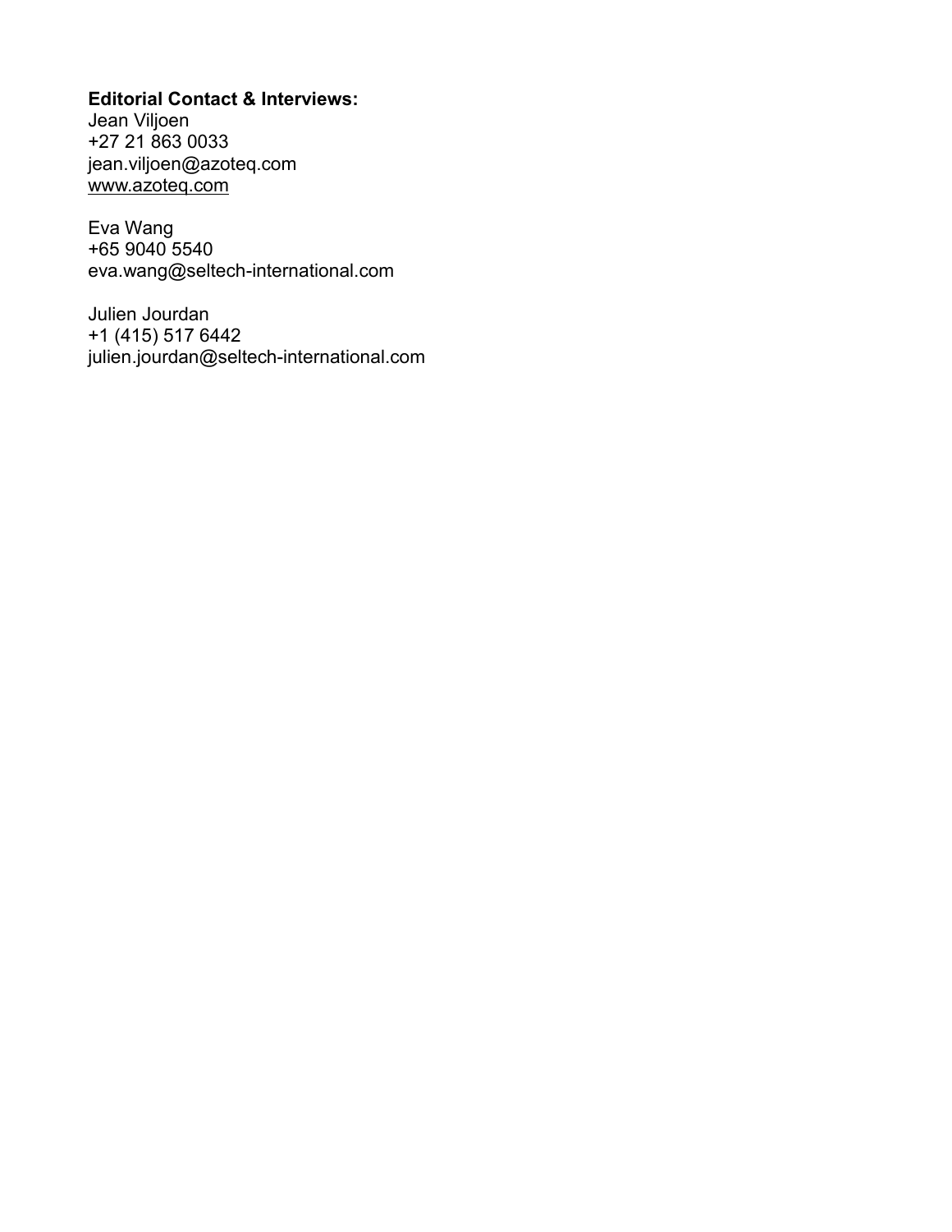**Editorial Contact & Interviews:**
Jean Viljoen
+27 21 863 0033
jean.viljoen@azoteq.com
www.azoteq.com

Eva Wang
+65 9040 5540
eva.wang@seltech-international.com

Julien Jourdan
+1 (415) 517 6442
julien.jourdan@seltech-international.com